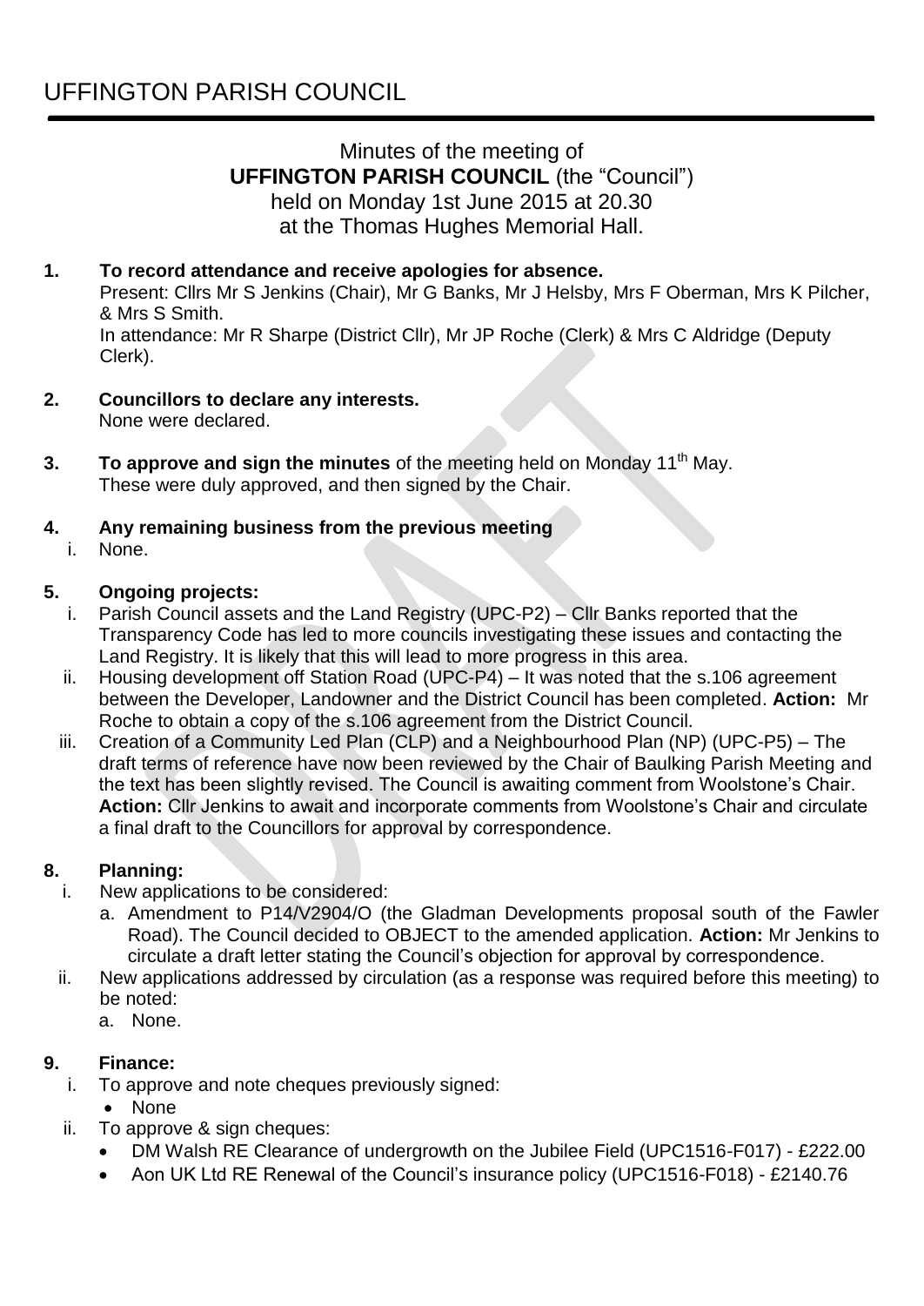# UFFINGTON PARISH COUNCIL

Minutes of the meeting of
**UFFINGTON PARISH COUNCIL** (the "Council")
held on Monday 1st June 2015 at 20.30
at the Thomas Hughes Memorial Hall.

**1. To record attendance and receive apologies for absence.**
Present: Cllrs Mr S Jenkins (Chair), Mr G Banks, Mr J Helsby, Mrs F Oberman, Mrs K Pilcher, & Mrs S Smith.
In attendance: Mr R Sharpe (District Cllr), Mr JP Roche (Clerk) & Mrs C Aldridge (Deputy Clerk).

**2. Councillors to declare any interests.**
None were declared.

**3. To approve and sign the minutes** of the meeting held on Monday 11th May.
These were duly approved, and then signed by the Chair.

**4. Any remaining business from the previous meeting**

i. None.

**5. Ongoing projects:**

i. Parish Council assets and the Land Registry (UPC-P2) – Cllr Banks reported that the Transparency Code has led to more councils investigating these issues and contacting the Land Registry. It is likely that this will lead to more progress in this area.

ii. Housing development off Station Road (UPC-P4) – It was noted that the s.106 agreement between the Developer, Landowner and the District Council has been completed. **Action:** Mr Roche to obtain a copy of the s.106 agreement from the District Council.

iii. Creation of a Community Led Plan (CLP) and a Neighbourhood Plan (NP) (UPC-P5) – The draft terms of reference have now been reviewed by the Chair of Baulking Parish Meeting and the text has been slightly revised. The Council is awaiting comment from Woolstone's Chair. **Action:** Cllr Jenkins to await and incorporate comments from Woolstone's Chair and circulate a final draft to the Councillors for approval by correspondence.

**8. Planning:**

i. New applications to be considered:

a. Amendment to P14/V2904/O (the Gladman Developments proposal south of the Fawler Road). The Council decided to OBJECT to the amended application. **Action:** Mr Jenkins to circulate a draft letter stating the Council's objection for approval by correspondence.

ii. New applications addressed by circulation (as a response was required before this meeting) to be noted:

a. None.

**9. Finance:**

i. To approve and note cheques previously signed:
- None

ii. To approve & sign cheques:
- DM Walsh RE Clearance of undergrowth on the Jubilee Field (UPC1516-F017) - £222.00
- Aon UK Ltd RE Renewal of the Council's insurance policy (UPC1516-F018) - £2140.76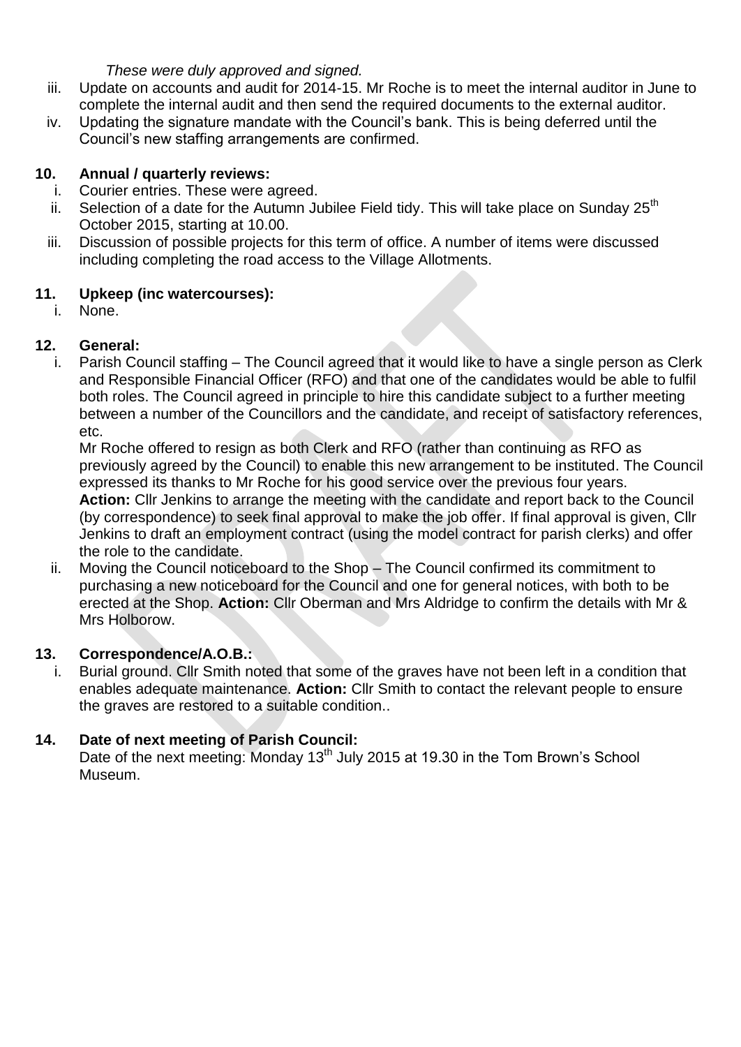*These were duly approved and signed.*

iii. Update on accounts and audit for 2014-15. Mr Roche is to meet the internal auditor in June to complete the internal audit and then send the required documents to the external auditor.

iv. Updating the signature mandate with the Council's bank. This is being deferred until the Council's new staffing arrangements are confirmed.

## 10. Annual / quarterly reviews:

i. Courier entries. These were agreed.

ii. Selection of a date for the Autumn Jubilee Field tidy. This will take place on Sunday 25th October 2015, starting at 10.00.

iii. Discussion of possible projects for this term of office. A number of items were discussed including completing the road access to the Village Allotments.

## 11. Upkeep (inc watercourses):

i. None.

## 12. General:

i. Parish Council staffing – The Council agreed that it would like to have a single person as Clerk and Responsible Financial Officer (RFO) and that one of the candidates would be able to fulfil both roles. The Council agreed in principle to hire this candidate subject to a further meeting between a number of the Councillors and the candidate, and receipt of satisfactory references, etc.

Mr Roche offered to resign as both Clerk and RFO (rather than continuing as RFO as previously agreed by the Council) to enable this new arrangement to be instituted. The Council expressed its thanks to Mr Roche for his good service over the previous four years.

**Action:** Cllr Jenkins to arrange the meeting with the candidate and report back to the Council (by correspondence) to seek final approval to make the job offer. If final approval is given, Cllr Jenkins to draft an employment contract (using the model contract for parish clerks) and offer the role to the candidate.

ii. Moving the Council noticeboard to the Shop – The Council confirmed its commitment to purchasing a new noticeboard for the Council and one for general notices, with both to be erected at the Shop. **Action:** Cllr Oberman and Mrs Aldridge to confirm the details with Mr & Mrs Holborow.

## 13. Correspondence/A.O.B.:

i. Burial ground. Cllr Smith noted that some of the graves have not been left in a condition that enables adequate maintenance. **Action:** Cllr Smith to contact the relevant people to ensure the graves are restored to a suitable condition..

## 14. Date of next meeting of Parish Council:

Date of the next meeting: Monday 13th July 2015 at 19.30 in the Tom Brown's School Museum.